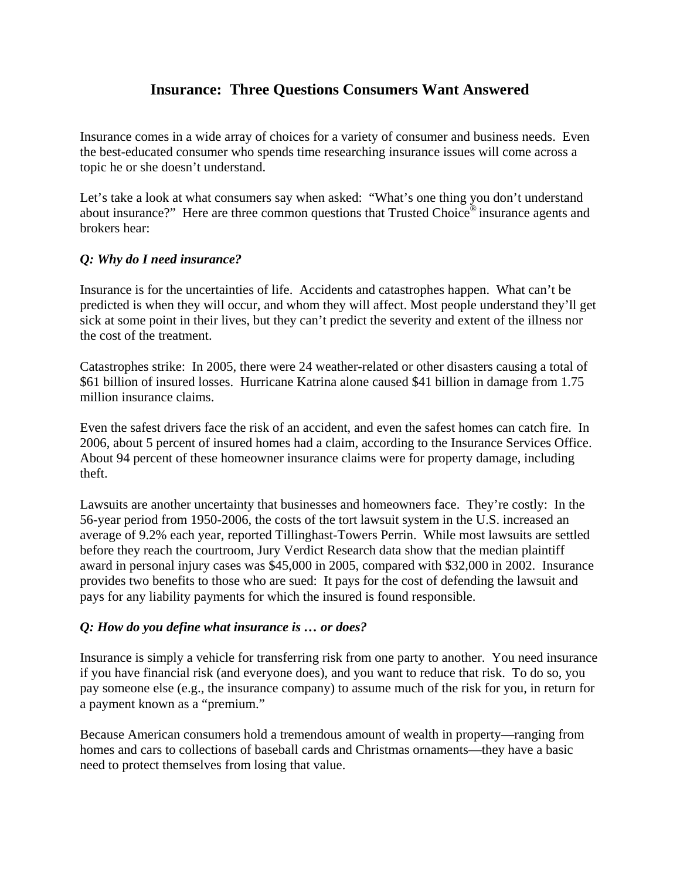# Insurance: Three Questions Consumers Want Answered

Insurance comes in a wide array of choices for a variety of consumer and business needs. Even the best-educated consumer who spends time researching insurance issues will come across a topic he or she doesn't understand.

Let's take a look at what consumers say when asked: "What's one thing you don't understand about insurance?" Here are three common questions that Trusted Choice® insurance agents and brokers hear:

***Q: Why do I need insurance?***

Insurance is for the uncertainties of life. Accidents and catastrophes happen. What can't be predicted is when they will occur, and whom they will affect. Most people understand they'll get sick at some point in their lives, but they can't predict the severity and extent of the illness nor the cost of the treatment.

Catastrophes strike: In 2005, there were 24 weather-related or other disasters causing a total of $61 billion of insured losses. Hurricane Katrina alone caused $41 billion in damage from 1.75 million insurance claims.

Even the safest drivers face the risk of an accident, and even the safest homes can catch fire. In 2006, about 5 percent of insured homes had a claim, according to the Insurance Services Office. About 94 percent of these homeowner insurance claims were for property damage, including theft.

Lawsuits are another uncertainty that businesses and homeowners face. They're costly: In the 56-year period from 1950-2006, the costs of the tort lawsuit system in the U.S. increased an average of 9.2% each year, reported Tillinghast-Towers Perrin. While most lawsuits are settled before they reach the courtroom, Jury Verdict Research data show that the median plaintiff award in personal injury cases was $45,000 in 2005, compared with $32,000 in 2002. Insurance provides two benefits to those who are sued: It pays for the cost of defending the lawsuit and pays for any liability payments for which the insured is found responsible.

***Q: How do you define what insurance is … or does?***

Insurance is simply a vehicle for transferring risk from one party to another. You need insurance if you have financial risk (and everyone does), and you want to reduce that risk. To do so, you pay someone else (e.g., the insurance company) to assume much of the risk for you, in return for a payment known as a "premium."

Because American consumers hold a tremendous amount of wealth in property—ranging from homes and cars to collections of baseball cards and Christmas ornaments—they have a basic need to protect themselves from losing that value.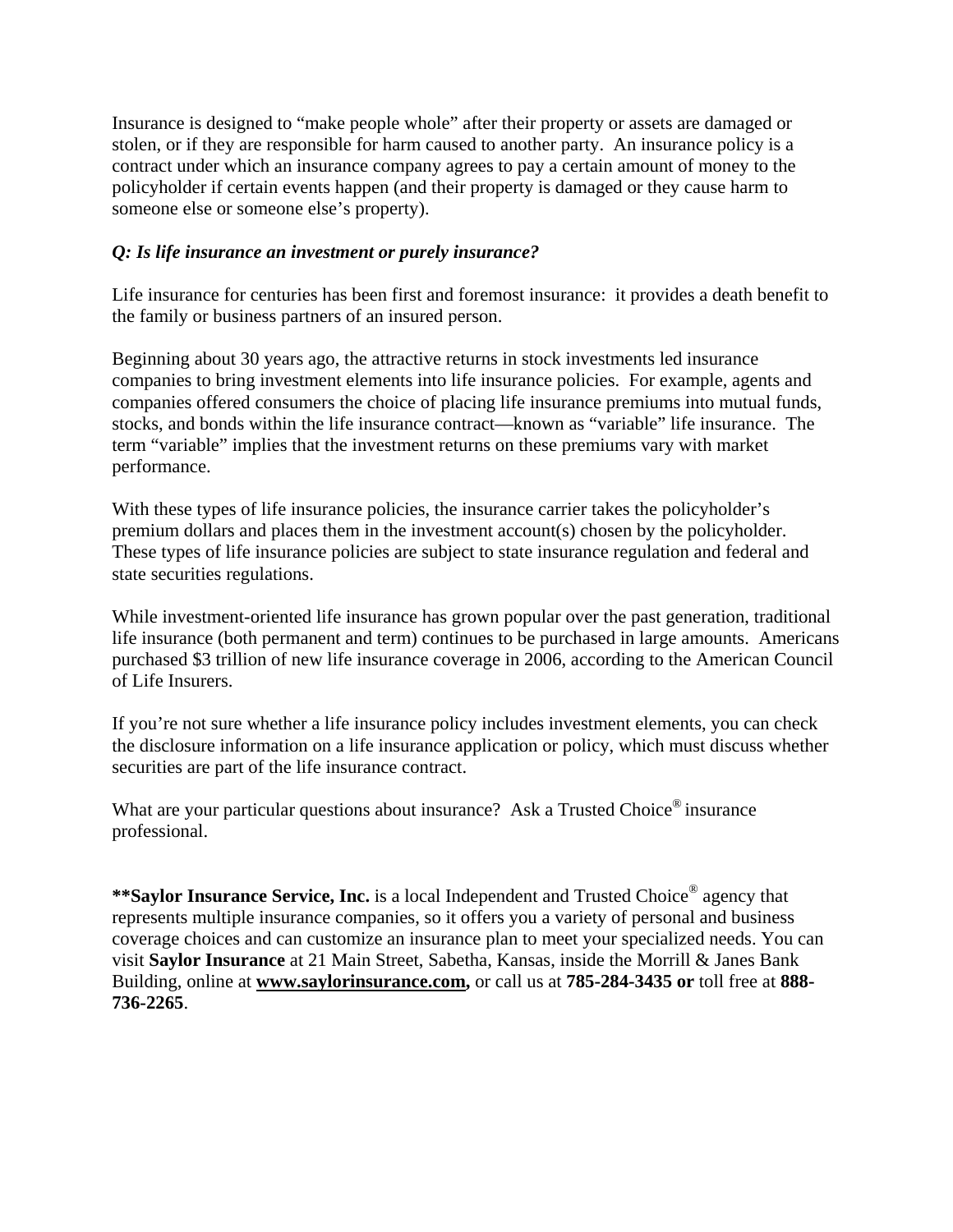Insurance is designed to "make people whole" after their property or assets are damaged or stolen, or if they are responsible for harm caused to another party. An insurance policy is a contract under which an insurance company agrees to pay a certain amount of money to the policyholder if certain events happen (and their property is damaged or they cause harm to someone else or someone else's property).

***Q: Is life insurance an investment or purely insurance?***

Life insurance for centuries has been first and foremost insurance: it provides a death benefit to the family or business partners of an insured person.

Beginning about 30 years ago, the attractive returns in stock investments led insurance companies to bring investment elements into life insurance policies. For example, agents and companies offered consumers the choice of placing life insurance premiums into mutual funds, stocks, and bonds within the life insurance contract—known as "variable" life insurance. The term "variable" implies that the investment returns on these premiums vary with market performance.

With these types of life insurance policies, the insurance carrier takes the policyholder's premium dollars and places them in the investment account(s) chosen by the policyholder. These types of life insurance policies are subject to state insurance regulation and federal and state securities regulations.

While investment-oriented life insurance has grown popular over the past generation, traditional life insurance (both permanent and term) continues to be purchased in large amounts. Americans purchased $3 trillion of new life insurance coverage in 2006, according to the American Council of Life Insurers.

If you're not sure whether a life insurance policy includes investment elements, you can check the disclosure information on a life insurance application or policy, which must discuss whether securities are part of the life insurance contract.

What are your particular questions about insurance? Ask a Trusted Choice® insurance professional.

****Saylor Insurance Service, Inc.** is a local Independent and Trusted Choice® agency that represents multiple insurance companies, so it offers you a variety of personal and business coverage choices and can customize an insurance plan to meet your specialized needs. You can visit **Saylor Insurance** at 21 Main Street, Sabetha, Kansas, inside the Morrill & Janes Bank Building, online at **www.saylorinsurance.com,** or call us at **785-284-3435 or** toll free at **888-736-2265**.